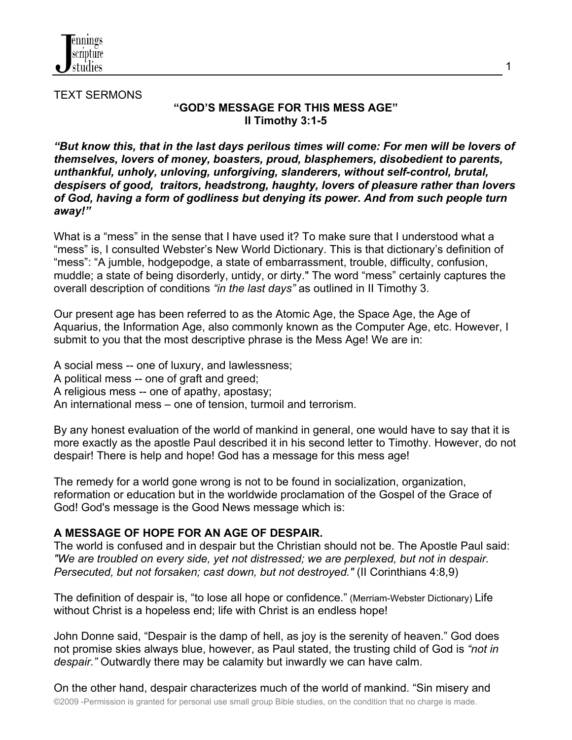TEXT SERMONS

## "GOD'S MESSAGE FOR THIS MESS AGE"
### II Timothy 3:1-5

***"But know this, that in the last days perilous times will come: For men will be lovers of themselves, lovers of money, boasters, proud, blasphemers, disobedient to parents, unthankful, unholy, unloving, unforgiving, slanderers, without self-control, brutal, despisers of good, traitors, headstrong, haughty, lovers of pleasure rather than lovers of God, having a form of godliness but denying its power. And from such people turn away!"***

What is a "mess" in the sense that I have used it? To make sure that I understood what a "mess" is, I consulted Webster's New World Dictionary. This is that dictionary's definition of "mess": "A jumble, hodgepodge, a state of embarrassment, trouble, difficulty, confusion, muddle; a state of being disorderly, untidy, or dirty." The word "mess" certainly captures the overall description of conditions *"in the last days"* as outlined in II Timothy 3.

Our present age has been referred to as the Atomic Age, the Space Age, the Age of Aquarius, the Information Age, also commonly known as the Computer Age, etc. However, I submit to you that the most descriptive phrase is the Mess Age! We are in:

A social mess -- one of luxury, and lawlessness;
A political mess -- one of graft and greed;
A religious mess -- one of apathy, apostasy;
An international mess – one of tension, turmoil and terrorism.

By any honest evaluation of the world of mankind in general, one would have to say that it is more exactly as the apostle Paul described it in his second letter to Timothy. However, do not despair! There is help and hope! God has a message for this mess age!

The remedy for a world gone wrong is not to be found in socialization, organization, reformation or education but in the worldwide proclamation of the Gospel of the Grace of God! God's message is the Good News message which is:

**A MESSAGE OF HOPE FOR AN AGE OF DESPAIR.**
The world is confused and in despair but the Christian should not be. The Apostle Paul said: *"We are troubled on every side, yet not distressed; we are perplexed, but not in despair. Persecuted, but not forsaken; cast down, but not destroyed."* (II Corinthians 4:8,9)

The definition of despair is, "to lose all hope or confidence." (Merriam-Webster Dictionary) Life without Christ is a hopeless end; life with Christ is an endless hope!

John Donne said, "Despair is the damp of hell, as joy is the serenity of heaven." God does not promise skies always blue, however, as Paul stated, the trusting child of God is *"not in despair."* Outwardly there may be calamity but inwardly we can have calm.

On the other hand, despair characterizes much of the world of mankind. "Sin misery and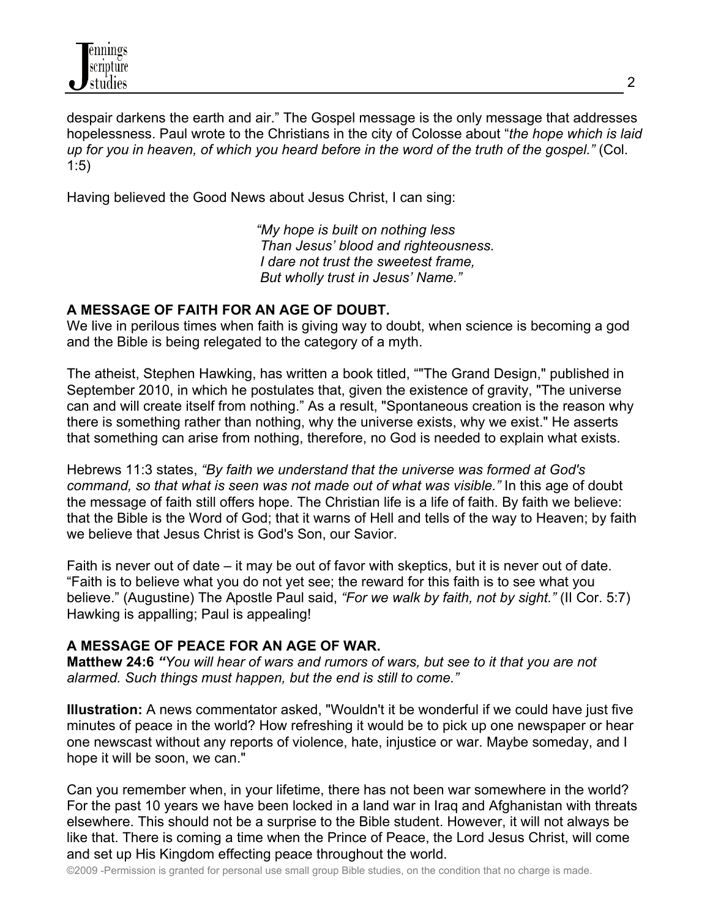despair darkens the earth and air." The Gospel message is the only message that addresses hopelessness. Paul wrote to the Christians in the city of Colosse about "*the hope which is laid up for you in heaven, of which you heard before in the word of the truth of the gospel.*" (Col. 1:5)

Having believed the Good News about Jesus Christ, I can sing:

> *"My hope is built on nothing less*
> *Than Jesus' blood and righteousness.*
> *I dare not trust the sweetest frame,*
> *But wholly trust in Jesus' Name."*

**A MESSAGE OF FAITH FOR AN AGE OF DOUBT.**
We live in perilous times when faith is giving way to doubt, when science is becoming a god and the Bible is being relegated to the category of a myth.

The atheist, Stephen Hawking, has written a book titled, ""The Grand Design," published in September 2010, in which he postulates that, given the existence of gravity, "The universe can and will create itself from nothing." As a result, "Spontaneous creation is the reason why there is something rather than nothing, why the universe exists, why we exist." He asserts that something can arise from nothing, therefore, no God is needed to explain what exists.

Hebrews 11:3 states, *"By faith we understand that the universe was formed at God's command, so that what is seen was not made out of what was visible."* In this age of doubt the message of faith still offers hope. The Christian life is a life of faith. By faith we believe: that the Bible is the Word of God; that it warns of Hell and tells of the way to Heaven; by faith we believe that Jesus Christ is God's Son, our Savior.

Faith is never out of date – it may be out of favor with skeptics, but it is never out of date. "Faith is to believe what you do not yet see; the reward for this faith is to see what you believe." (Augustine) The Apostle Paul said, *"For we walk by faith, not by sight."* (II Cor. 5:7) Hawking is appalling; Paul is appealing!

**A MESSAGE OF PEACE FOR AN AGE OF WAR.**
**Matthew 24:6** ***"****You will hear of wars and rumors of wars, but see to it that you are not alarmed. Such things must happen, but the end is still to come."*

**Illustration:** A news commentator asked, "Wouldn't it be wonderful if we could have just five minutes of peace in the world? How refreshing it would be to pick up one newspaper or hear one newscast without any reports of violence, hate, injustice or war. Maybe someday, and I hope it will be soon, we can."

Can you remember when, in your lifetime, there has not been war somewhere in the world? For the past 10 years we have been locked in a land war in Iraq and Afghanistan with threats elsewhere. This should not be a surprise to the Bible student. However, it will not always be like that. There is coming a time when the Prince of Peace, the Lord Jesus Christ, will come and set up His Kingdom effecting peace throughout the world.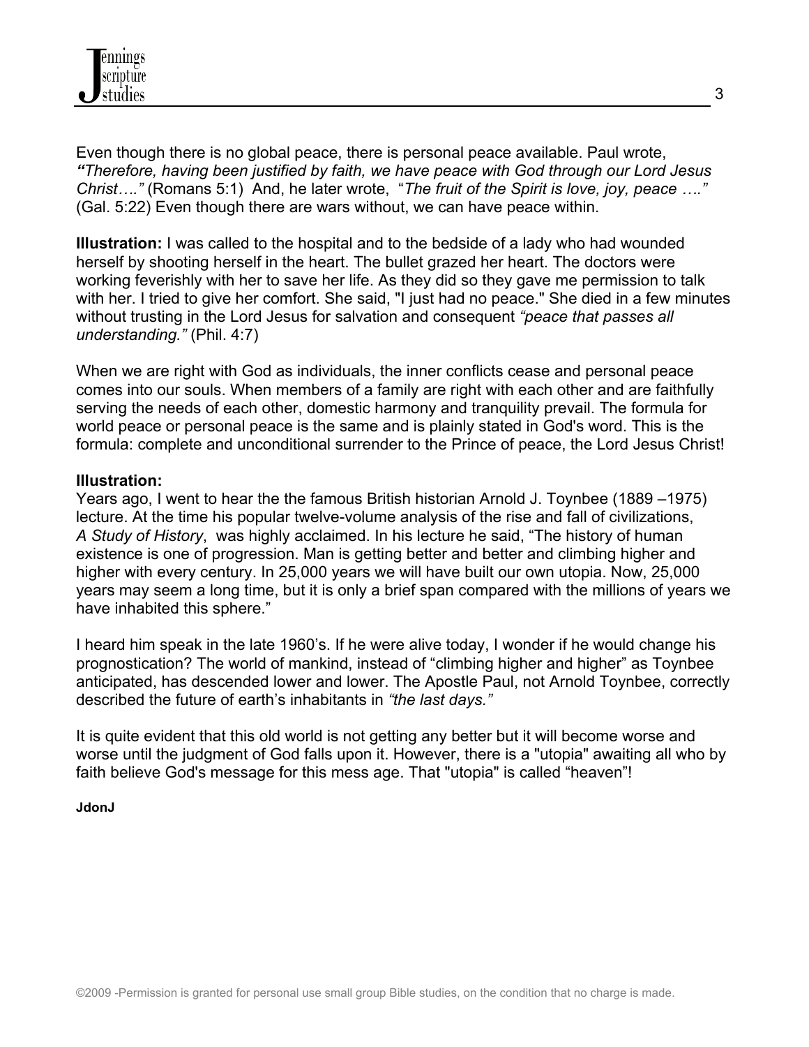Even though there is no global peace, there is personal peace available. Paul wrote, ***"Therefore, having been justified by faith, we have peace with God through our Lord Jesus Christ…."*** (Romans 5:1) And, he later wrote, "*The fruit of the Spirit is love, joy, peace …."* (Gal. 5:22) Even though there are wars without, we can have peace within.

**Illustration:** I was called to the hospital and to the bedside of a lady who had wounded herself by shooting herself in the heart. The bullet grazed her heart. The doctors were working feverishly with her to save her life. As they did so they gave me permission to talk with her. I tried to give her comfort. She said, "I just had no peace." She died in a few minutes without trusting in the Lord Jesus for salvation and consequent *"peace that passes all understanding."* (Phil. 4:7)

When we are right with God as individuals, the inner conflicts cease and personal peace comes into our souls. When members of a family are right with each other and are faithfully serving the needs of each other, domestic harmony and tranquility prevail. The formula for world peace or personal peace is the same and is plainly stated in God's word. This is the formula: complete and unconditional surrender to the Prince of peace, the Lord Jesus Christ!

**Illustration:**
Years ago, I went to hear the the famous British historian Arnold J. Toynbee (1889 –1975) lecture. At the time his popular twelve-volume analysis of the rise and fall of civilizations, *A Study of History*, was highly acclaimed. In his lecture he said, "The history of human existence is one of progression. Man is getting better and better and climbing higher and higher with every century. In 25,000 years we will have built our own utopia. Now, 25,000 years may seem a long time, but it is only a brief span compared with the millions of years we have inhabited this sphere."

I heard him speak in the late 1960's. If he were alive today, I wonder if he would change his prognostication? The world of mankind, instead of "climbing higher and higher" as Toynbee anticipated, has descended lower and lower. The Apostle Paul, not Arnold Toynbee, correctly described the future of earth's inhabitants in *"the last days."*

It is quite evident that this old world is not getting any better but it will become worse and worse until the judgment of God falls upon it. However, there is a "utopia" awaiting all who by faith believe God's message for this mess age. That "utopia" is called "heaven"!

**JdonJ**

©2009 -Permission is granted for personal use small group Bible studies, on the condition that no charge is made.